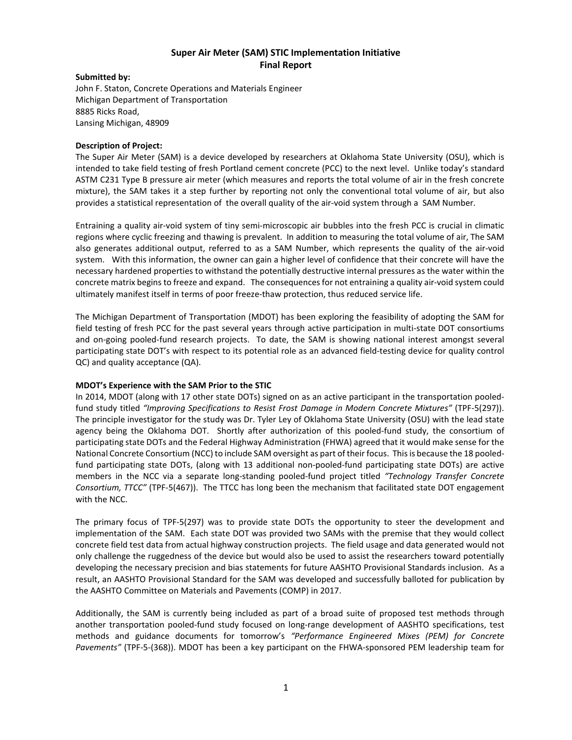# Super Air Meter (SAM) STIC Implementation Initiative
# Final Report

**Submitted by:**
John F. Staton, Concrete Operations and Materials Engineer
Michigan Department of Transportation
8885 Ricks Road,
Lansing Michigan, 48909

**Description of Project:**

The Super Air Meter (SAM) is a device developed by researchers at Oklahoma State University (OSU), which is intended to take field testing of fresh Portland cement concrete (PCC) to the next level. Unlike today's standard ASTM C231 Type B pressure air meter (which measures and reports the total volume of air in the fresh concrete mixture), the SAM takes it a step further by reporting not only the conventional total volume of air, but also provides a statistical representation of the overall quality of the air-void system through a SAM Number.

Entraining a quality air-void system of tiny semi-microscopic air bubbles into the fresh PCC is crucial in climatic regions where cyclic freezing and thawing is prevalent. In addition to measuring the total volume of air, The SAM also generates additional output, referred to as a SAM Number, which represents the quality of the air-void system. With this information, the owner can gain a higher level of confidence that their concrete will have the necessary hardened properties to withstand the potentially destructive internal pressures as the water within the concrete matrix begins to freeze and expand. The consequences for not entraining a quality air-void system could ultimately manifest itself in terms of poor freeze-thaw protection, thus reduced service life.

The Michigan Department of Transportation (MDOT) has been exploring the feasibility of adopting the SAM for field testing of fresh PCC for the past several years through active participation in multi-state DOT consortiums and on-going pooled-fund research projects. To date, the SAM is showing national interest amongst several participating state DOT's with respect to its potential role as an advanced field-testing device for quality control QC) and quality acceptance (QA).

**MDOT's Experience with the SAM Prior to the STIC**

In 2014, MDOT (along with 17 other state DOTs) signed on as an active participant in the transportation pooled-fund study titled *"Improving Specifications to Resist Frost Damage in Modern Concrete Mixtures"* (TPF-5(297)). The principle investigator for the study was Dr. Tyler Ley of Oklahoma State University (OSU) with the lead state agency being the Oklahoma DOT. Shortly after authorization of this pooled-fund study, the consortium of participating state DOTs and the Federal Highway Administration (FHWA) agreed that it would make sense for the National Concrete Consortium (NCC) to include SAM oversight as part of their focus. This is because the 18 pooled-fund participating state DOTs, (along with 13 additional non-pooled-fund participating state DOTs) are active members in the NCC via a separate long-standing pooled-fund project titled *"Technology Transfer Concrete Consortium, TTCC"* (TPF-5(467)). The TTCC has long been the mechanism that facilitated state DOT engagement with the NCC.

The primary focus of TPF-5(297) was to provide state DOTs the opportunity to steer the development and implementation of the SAM. Each state DOT was provided two SAMs with the premise that they would collect concrete field test data from actual highway construction projects. The field usage and data generated would not only challenge the ruggedness of the device but would also be used to assist the researchers toward potentially developing the necessary precision and bias statements for future AASHTO Provisional Standards inclusion. As a result, an AASHTO Provisional Standard for the SAM was developed and successfully balloted for publication by the AASHTO Committee on Materials and Pavements (COMP) in 2017.

Additionally, the SAM is currently being included as part of a broad suite of proposed test methods through another transportation pooled-fund study focused on long-range development of AASHTO specifications, test methods and guidance documents for tomorrow's *"Performance Engineered Mixes (PEM) for Concrete Pavements"* (TPF-5-(368)). MDOT has been a key participant on the FHWA-sponsored PEM leadership team for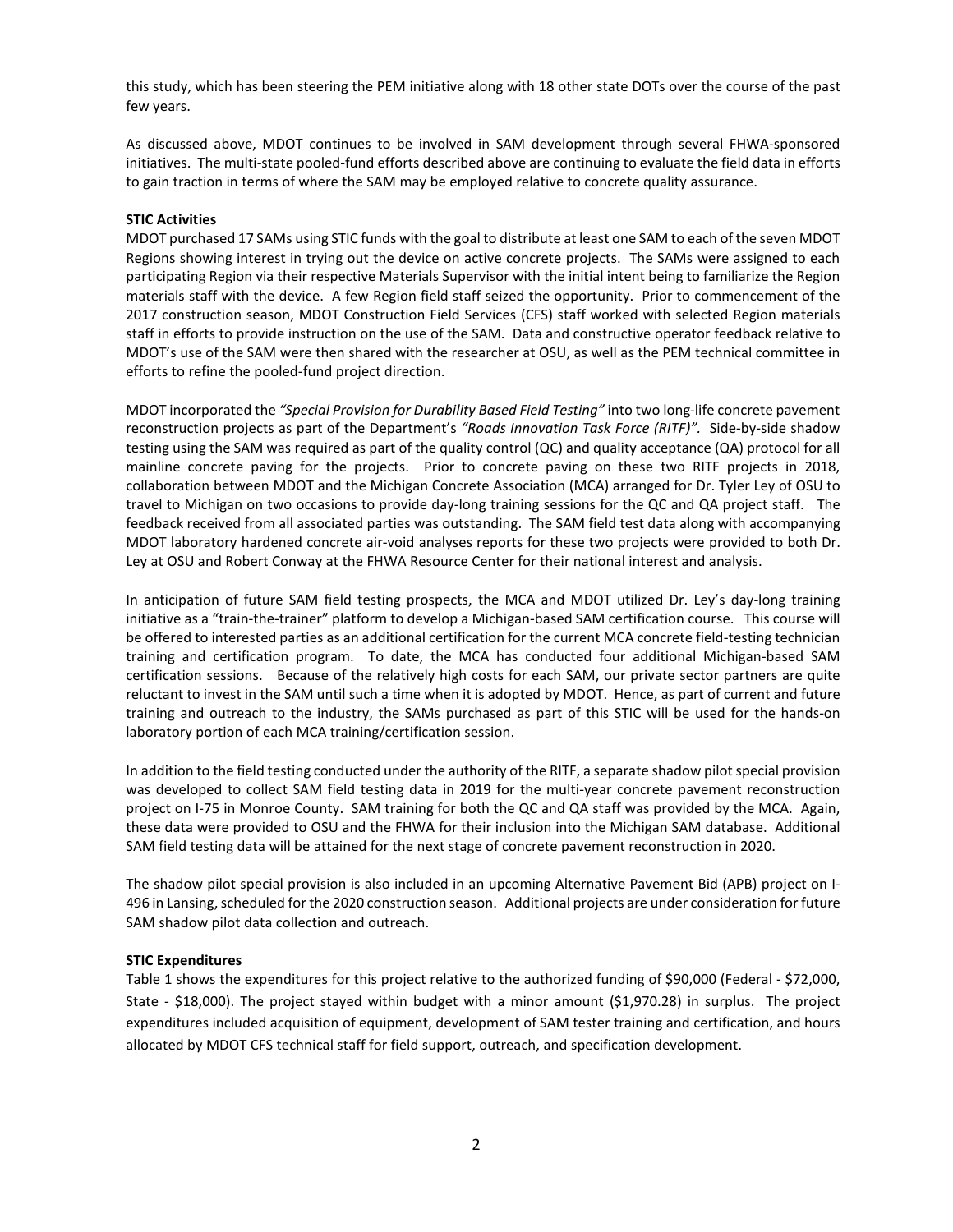this study, which has been steering the PEM initiative along with 18 other state DOTs over the course of the past few years.

As discussed above, MDOT continues to be involved in SAM development through several FHWA-sponsored initiatives. The multi-state pooled-fund efforts described above are continuing to evaluate the field data in efforts to gain traction in terms of where the SAM may be employed relative to concrete quality assurance.

**STIC Activities**

MDOT purchased 17 SAMs using STIC funds with the goal to distribute at least one SAM to each of the seven MDOT Regions showing interest in trying out the device on active concrete projects. The SAMs were assigned to each participating Region via their respective Materials Supervisor with the initial intent being to familiarize the Region materials staff with the device. A few Region field staff seized the opportunity. Prior to commencement of the 2017 construction season, MDOT Construction Field Services (CFS) staff worked with selected Region materials staff in efforts to provide instruction on the use of the SAM. Data and constructive operator feedback relative to MDOT's use of the SAM were then shared with the researcher at OSU, as well as the PEM technical committee in efforts to refine the pooled-fund project direction.

MDOT incorporated the *"Special Provision for Durability Based Field Testing"* into two long-life concrete pavement reconstruction projects as part of the Department's *"Roads Innovation Task Force (RITF)"*. Side-by-side shadow testing using the SAM was required as part of the quality control (QC) and quality acceptance (QA) protocol for all mainline concrete paving for the projects. Prior to concrete paving on these two RITF projects in 2018, collaboration between MDOT and the Michigan Concrete Association (MCA) arranged for Dr. Tyler Ley of OSU to travel to Michigan on two occasions to provide day-long training sessions for the QC and QA project staff. The feedback received from all associated parties was outstanding. The SAM field test data along with accompanying MDOT laboratory hardened concrete air-void analyses reports for these two projects were provided to both Dr. Ley at OSU and Robert Conway at the FHWA Resource Center for their national interest and analysis.

In anticipation of future SAM field testing prospects, the MCA and MDOT utilized Dr. Ley's day-long training initiative as a "train-the-trainer" platform to develop a Michigan-based SAM certification course. This course will be offered to interested parties as an additional certification for the current MCA concrete field-testing technician training and certification program. To date, the MCA has conducted four additional Michigan-based SAM certification sessions. Because of the relatively high costs for each SAM, our private sector partners are quite reluctant to invest in the SAM until such a time when it is adopted by MDOT. Hence, as part of current and future training and outreach to the industry, the SAMs purchased as part of this STIC will be used for the hands-on laboratory portion of each MCA training/certification session.

In addition to the field testing conducted under the authority of the RITF, a separate shadow pilot special provision was developed to collect SAM field testing data in 2019 for the multi-year concrete pavement reconstruction project on I-75 in Monroe County. SAM training for both the QC and QA staff was provided by the MCA. Again, these data were provided to OSU and the FHWA for their inclusion into the Michigan SAM database. Additional SAM field testing data will be attained for the next stage of concrete pavement reconstruction in 2020.

The shadow pilot special provision is also included in an upcoming Alternative Pavement Bid (APB) project on I-496 in Lansing, scheduled for the 2020 construction season. Additional projects are under consideration for future SAM shadow pilot data collection and outreach.

**STIC Expenditures**

Table 1 shows the expenditures for this project relative to the authorized funding of $90,000 (Federal - $72,000, State - $18,000). The project stayed within budget with a minor amount ($1,970.28) in surplus. The project expenditures included acquisition of equipment, development of SAM tester training and certification, and hours allocated by MDOT CFS technical staff for field support, outreach, and specification development.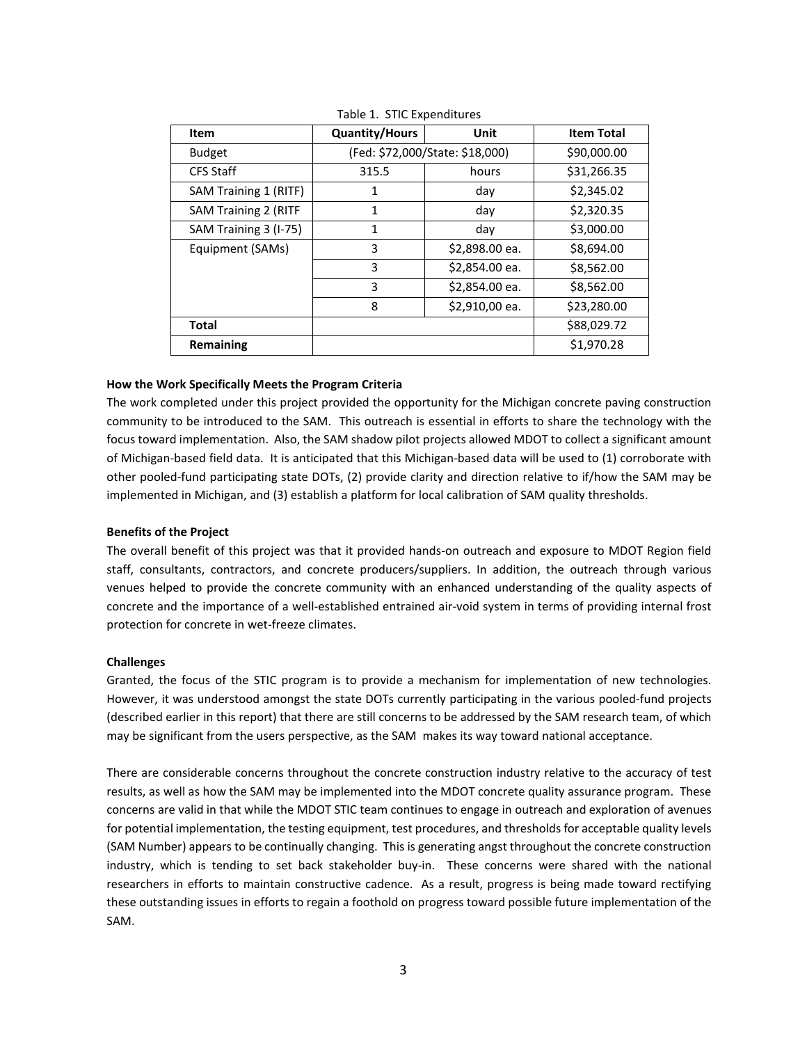Table 1. STIC Expenditures

| Item | Quantity/Hours | Unit | Item Total |
|---|---|---|---|
| Budget | (Fed: $72,000/State: $18,000) | | $90,000.00 |
| CFS Staff | 315.5 | hours | $31,266.35 |
| SAM Training 1 (RITF) | 1 | day | $2,345.02 |
| SAM Training 2 (RITF | 1 | day | $2,320.35 |
| SAM Training 3 (I-75) | 1 | day | $3,000.00 |
| Equipment (SAMs) | 3 | $2,898.00 ea. | $8,694.00 |
| | 3 | $2,854.00 ea. | $8,562.00 |
| | 3 | $2,854.00 ea. | $8,562.00 |
| | 8 | $2,910,00 ea. | $23,280.00 |
| **Total** | | | $88,029.72 |
| **Remaining** | | | $1,970.28 |

**How the Work Specifically Meets the Program Criteria**

The work completed under this project provided the opportunity for the Michigan concrete paving construction community to be introduced to the SAM. This outreach is essential in efforts to share the technology with the focus toward implementation. Also, the SAM shadow pilot projects allowed MDOT to collect a significant amount of Michigan-based field data. It is anticipated that this Michigan-based data will be used to (1) corroborate with other pooled-fund participating state DOTs, (2) provide clarity and direction relative to if/how the SAM may be implemented in Michigan, and (3) establish a platform for local calibration of SAM quality thresholds.

**Benefits of the Project**

The overall benefit of this project was that it provided hands-on outreach and exposure to MDOT Region field staff, consultants, contractors, and concrete producers/suppliers. In addition, the outreach through various venues helped to provide the concrete community with an enhanced understanding of the quality aspects of concrete and the importance of a well-established entrained air-void system in terms of providing internal frost protection for concrete in wet-freeze climates.

**Challenges**

Granted, the focus of the STIC program is to provide a mechanism for implementation of new technologies. However, it was understood amongst the state DOTs currently participating in the various pooled-fund projects (described earlier in this report) that there are still concerns to be addressed by the SAM research team, of which may be significant from the users perspective, as the SAM makes its way toward national acceptance.

There are considerable concerns throughout the concrete construction industry relative to the accuracy of test results, as well as how the SAM may be implemented into the MDOT concrete quality assurance program. These concerns are valid in that while the MDOT STIC team continues to engage in outreach and exploration of avenues for potential implementation, the testing equipment, test procedures, and thresholds for acceptable quality levels (SAM Number) appears to be continually changing. This is generating angst throughout the concrete construction industry, which is tending to set back stakeholder buy-in. These concerns were shared with the national researchers in efforts to maintain constructive cadence. As a result, progress is being made toward rectifying these outstanding issues in efforts to regain a foothold on progress toward possible future implementation of the SAM.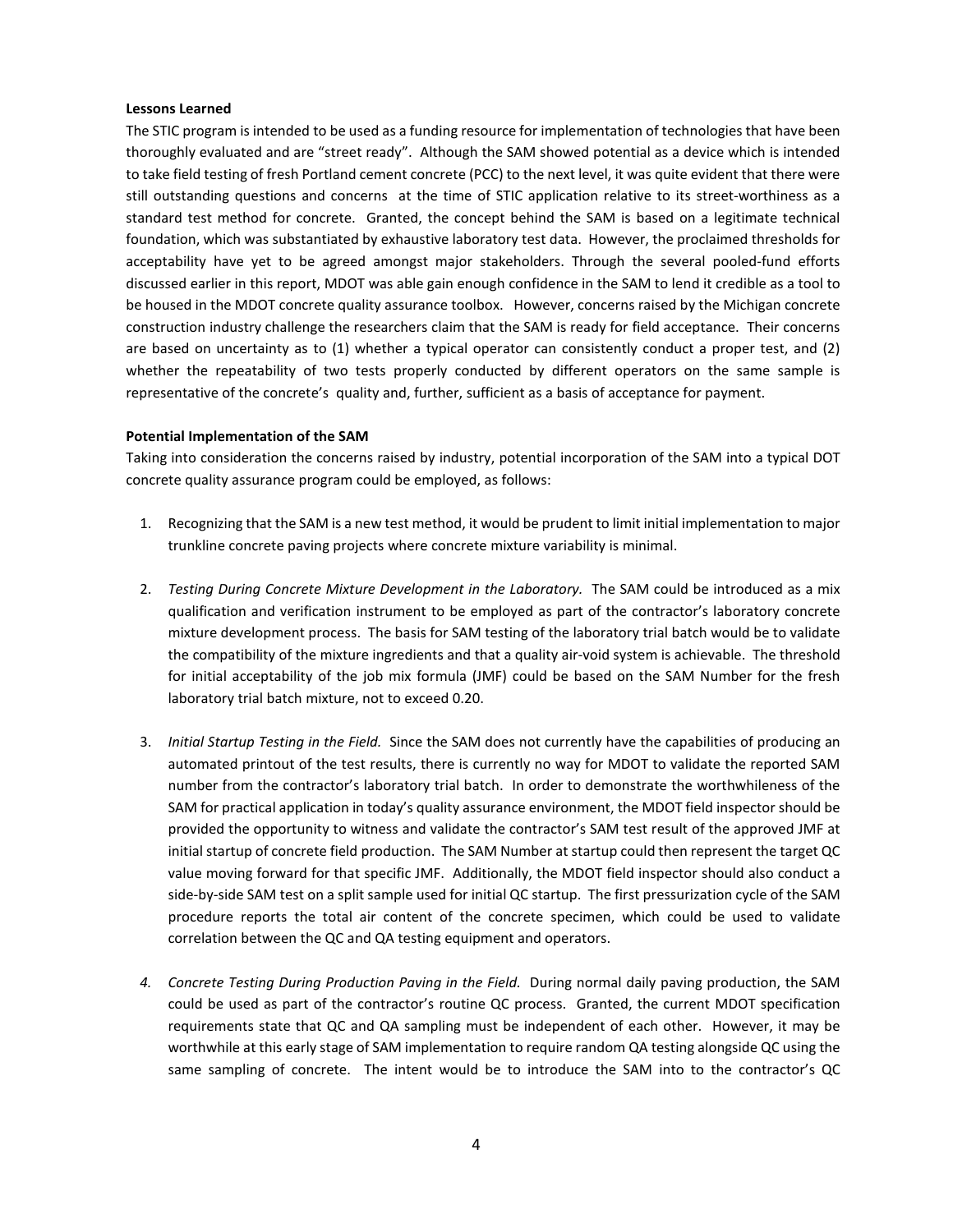**Lessons Learned**

The STIC program is intended to be used as a funding resource for implementation of technologies that have been thoroughly evaluated and are "street ready". Although the SAM showed potential as a device which is intended to take field testing of fresh Portland cement concrete (PCC) to the next level, it was quite evident that there were still outstanding questions and concerns at the time of STIC application relative to its street-worthiness as a standard test method for concrete. Granted, the concept behind the SAM is based on a legitimate technical foundation, which was substantiated by exhaustive laboratory test data. However, the proclaimed thresholds for acceptability have yet to be agreed amongst major stakeholders. Through the several pooled-fund efforts discussed earlier in this report, MDOT was able gain enough confidence in the SAM to lend it credible as a tool to be housed in the MDOT concrete quality assurance toolbox. However, concerns raised by the Michigan concrete construction industry challenge the researchers claim that the SAM is ready for field acceptance. Their concerns are based on uncertainty as to (1) whether a typical operator can consistently conduct a proper test, and (2) whether the repeatability of two tests properly conducted by different operators on the same sample is representative of the concrete's quality and, further, sufficient as a basis of acceptance for payment.

**Potential Implementation of the SAM**

Taking into consideration the concerns raised by industry, potential incorporation of the SAM into a typical DOT concrete quality assurance program could be employed, as follows:

1. Recognizing that the SAM is a new test method, it would be prudent to limit initial implementation to major trunkline concrete paving projects where concrete mixture variability is minimal.

2. *Testing During Concrete Mixture Development in the Laboratory.* The SAM could be introduced as a mix qualification and verification instrument to be employed as part of the contractor's laboratory concrete mixture development process. The basis for SAM testing of the laboratory trial batch would be to validate the compatibility of the mixture ingredients and that a quality air-void system is achievable. The threshold for initial acceptability of the job mix formula (JMF) could be based on the SAM Number for the fresh laboratory trial batch mixture, not to exceed 0.20.

3. *Initial Startup Testing in the Field.* Since the SAM does not currently have the capabilities of producing an automated printout of the test results, there is currently no way for MDOT to validate the reported SAM number from the contractor's laboratory trial batch. In order to demonstrate the worthwhileness of the SAM for practical application in today's quality assurance environment, the MDOT field inspector should be provided the opportunity to witness and validate the contractor's SAM test result of the approved JMF at initial startup of concrete field production. The SAM Number at startup could then represent the target QC value moving forward for that specific JMF. Additionally, the MDOT field inspector should also conduct a side-by-side SAM test on a split sample used for initial QC startup. The first pressurization cycle of the SAM procedure reports the total air content of the concrete specimen, which could be used to validate correlation between the QC and QA testing equipment and operators.

4. *Concrete Testing During Production Paving in the Field.* During normal daily paving production, the SAM could be used as part of the contractor's routine QC process. Granted, the current MDOT specification requirements state that QC and QA sampling must be independent of each other. However, it may be worthwhile at this early stage of SAM implementation to require random QA testing alongside QC using the same sampling of concrete. The intent would be to introduce the SAM into to the contractor's QC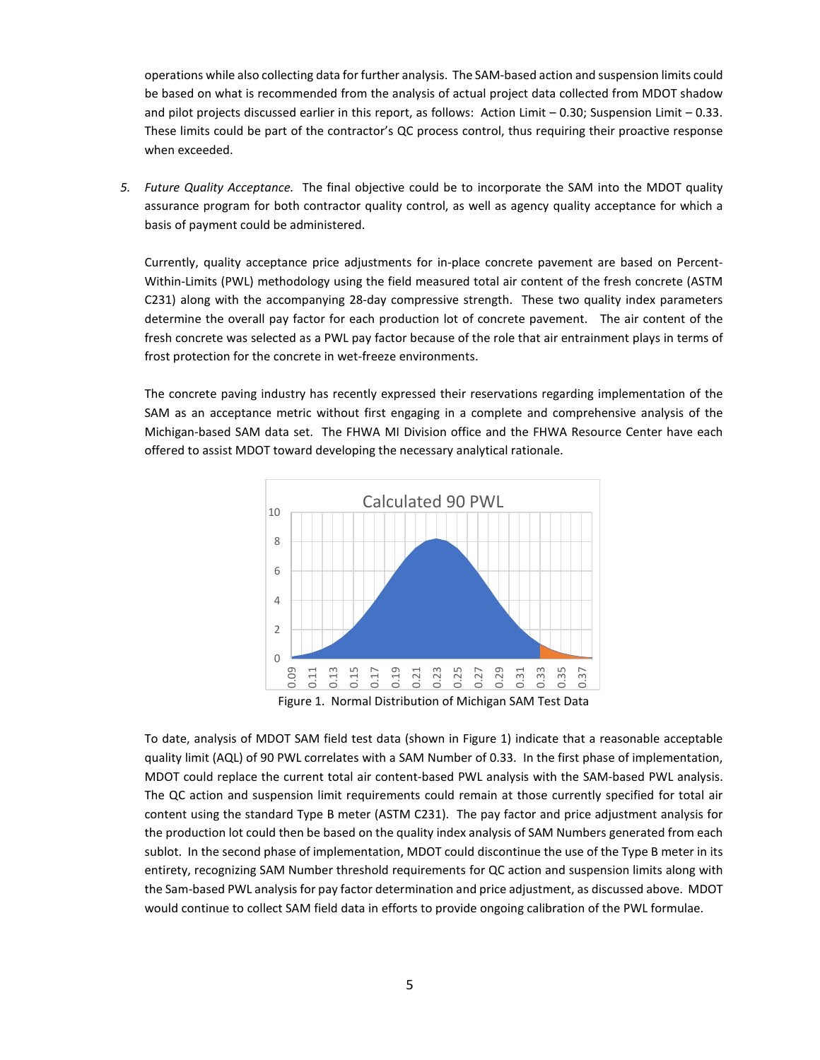operations while also collecting data for further analysis. The SAM-based action and suspension limits could be based on what is recommended from the analysis of actual project data collected from MDOT shadow and pilot projects discussed earlier in this report, as follows: Action Limit – 0.30; Suspension Limit – 0.33. These limits could be part of the contractor's QC process control, thus requiring their proactive response when exceeded.

5. *Future Quality Acceptance.* The final objective could be to incorporate the SAM into the MDOT quality assurance program for both contractor quality control, as well as agency quality acceptance for which a basis of payment could be administered.

   Currently, quality acceptance price adjustments for in-place concrete pavement are based on Percent-Within-Limits (PWL) methodology using the field measured total air content of the fresh concrete (ASTM C231) along with the accompanying 28-day compressive strength. These two quality index parameters determine the overall pay factor for each production lot of concrete pavement. The air content of the fresh concrete was selected as a PWL pay factor because of the role that air entrainment plays in terms of frost protection for the concrete in wet-freeze environments.

   The concrete paving industry has recently expressed their reservations regarding implementation of the SAM as an acceptance metric without first engaging in a complete and comprehensive analysis of the Michigan-based SAM data set. The FHWA MI Division office and the FHWA Resource Center have each offered to assist MDOT toward developing the necessary analytical rationale.

   Calculated 90 PWL

   10
   8
   6
   4
   2
   0

   0.09 0.11 0.13 0.15 0.17 0.19 0.21 0.23 0.25 0.27 0.29 0.31 0.33 0.35 0.37

   Figure 1. Normal Distribution of Michigan SAM Test Data

   To date, analysis of MDOT SAM field test data (shown in Figure 1) indicate that a reasonable acceptable quality limit (AQL) of 90 PWL correlates with a SAM Number of 0.33. In the first phase of implementation, MDOT could replace the current total air content-based PWL analysis with the SAM-based PWL analysis. The QC action and suspension limit requirements could remain at those currently specified for total air content using the standard Type B meter (ASTM C231). The pay factor and price adjustment analysis for the production lot could then be based on the quality index analysis of SAM Numbers generated from each sublot. In the second phase of implementation, MDOT could discontinue the use of the Type B meter in its entirety, recognizing SAM Number threshold requirements for QC action and suspension limits along with the Sam-based PWL analysis for pay factor determination and price adjustment, as discussed above. MDOT would continue to collect SAM field data in efforts to provide ongoing calibration of the PWL formulae.